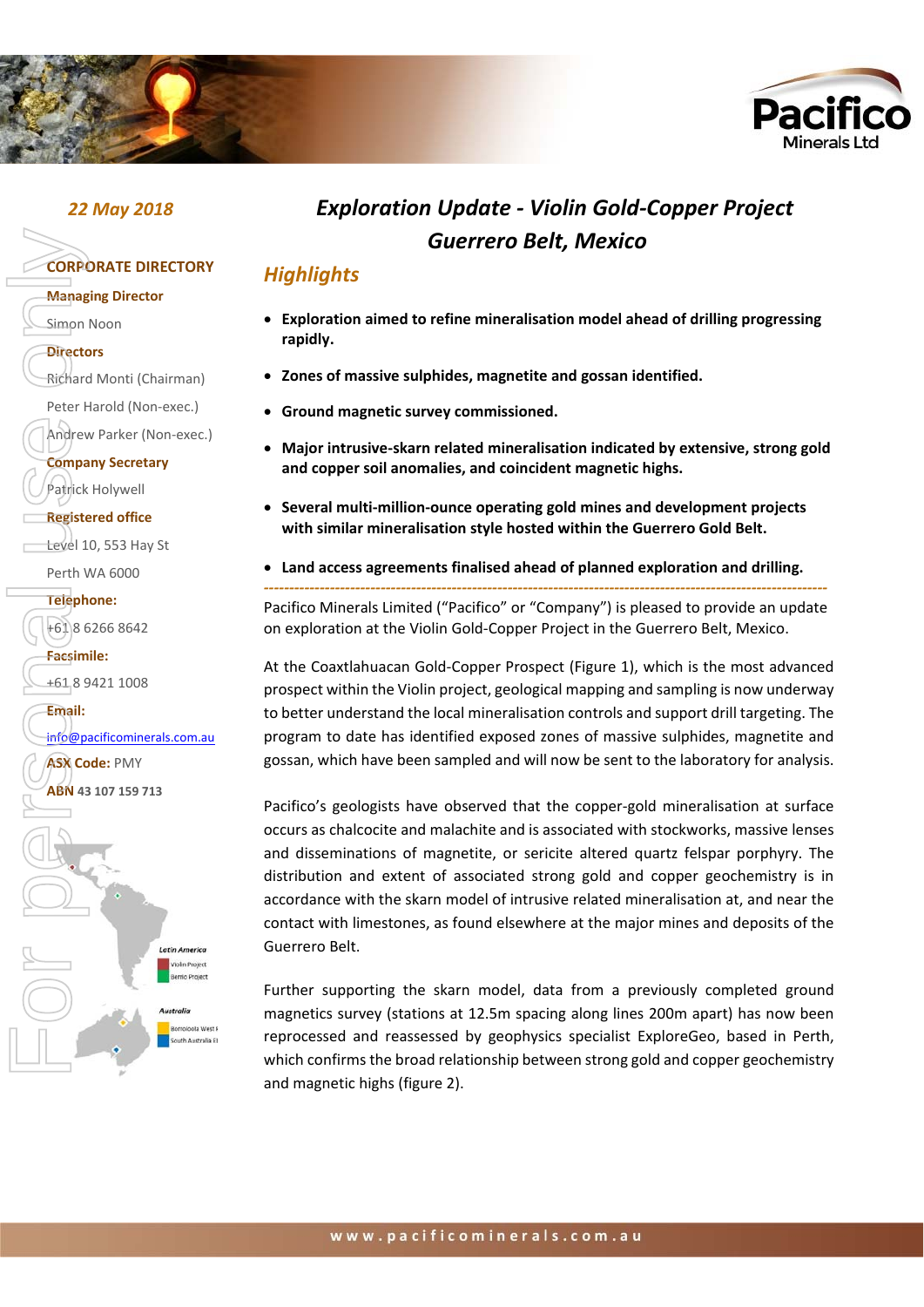22 May 2018

# Exploration Update - Violin Gold-Copper Project Guerrero Belt, Mexico

**CORPORATE DIRECTORY**

**Managing Director**
Simon Noon

**Directors**
Richard Monti (Chairman)
Peter Harold (Non-exec.)
Andrew Parker (Non-exec.)

**Company Secretary**
Patrick Holywell

**Registered office**
Level 10, 553 Hay St
Perth WA 6000

**Telephone:**
+61 8 6266 8642

**Facsimile:**
+61 8 9421 1008

**Email:**
info@pacificominerals.com.au

**ASX Code:** PMY

**ABN** 43 107 159 713

## Highlights

- **Exploration aimed to refine mineralisation model ahead of drilling progressing rapidly.**
- **Zones of massive sulphides, magnetite and gossan identified.**
- **Ground magnetic survey commissioned.**
- **Major intrusive-skarn related mineralisation indicated by extensive, strong gold and copper soil anomalies, and coincident magnetic highs.**
- **Several multi-million-ounce operating gold mines and development projects with similar mineralisation style hosted within the Guerrero Gold Belt.**
- **Land access agreements finalised ahead of planned exploration and drilling.**

---

Pacifico Minerals Limited ("Pacifico" or "Company") is pleased to provide an update on exploration at the Violin Gold-Copper Project in the Guerrero Belt, Mexico.

At the Coaxtlahuacan Gold-Copper Prospect (Figure 1), which is the most advanced prospect within the Violin project, geological mapping and sampling is now underway to better understand the local mineralisation controls and support drill targeting. The program to date has identified exposed zones of massive sulphides, magnetite and gossan, which have been sampled and will now be sent to the laboratory for analysis.

Pacifico's geologists have observed that the copper-gold mineralisation at surface occurs as chalcocite and malachite and is associated with stockworks, massive lenses and disseminations of magnetite, or sericite altered quartz felspar porphyry. The distribution and extent of associated strong gold and copper geochemistry is in accordance with the skarn model of intrusive related mineralisation at, and near the contact with limestones, as found elsewhere at the major mines and deposits of the Guerrero Belt.

Further supporting the skarn model, data from a previously completed ground magnetics survey (stations at 12.5m spacing along lines 200m apart) has now been reprocessed and reassessed by geophysics specialist ExploreGeo, based in Perth, which confirms the broad relationship between strong gold and copper geochemistry and magnetic highs (figure 2).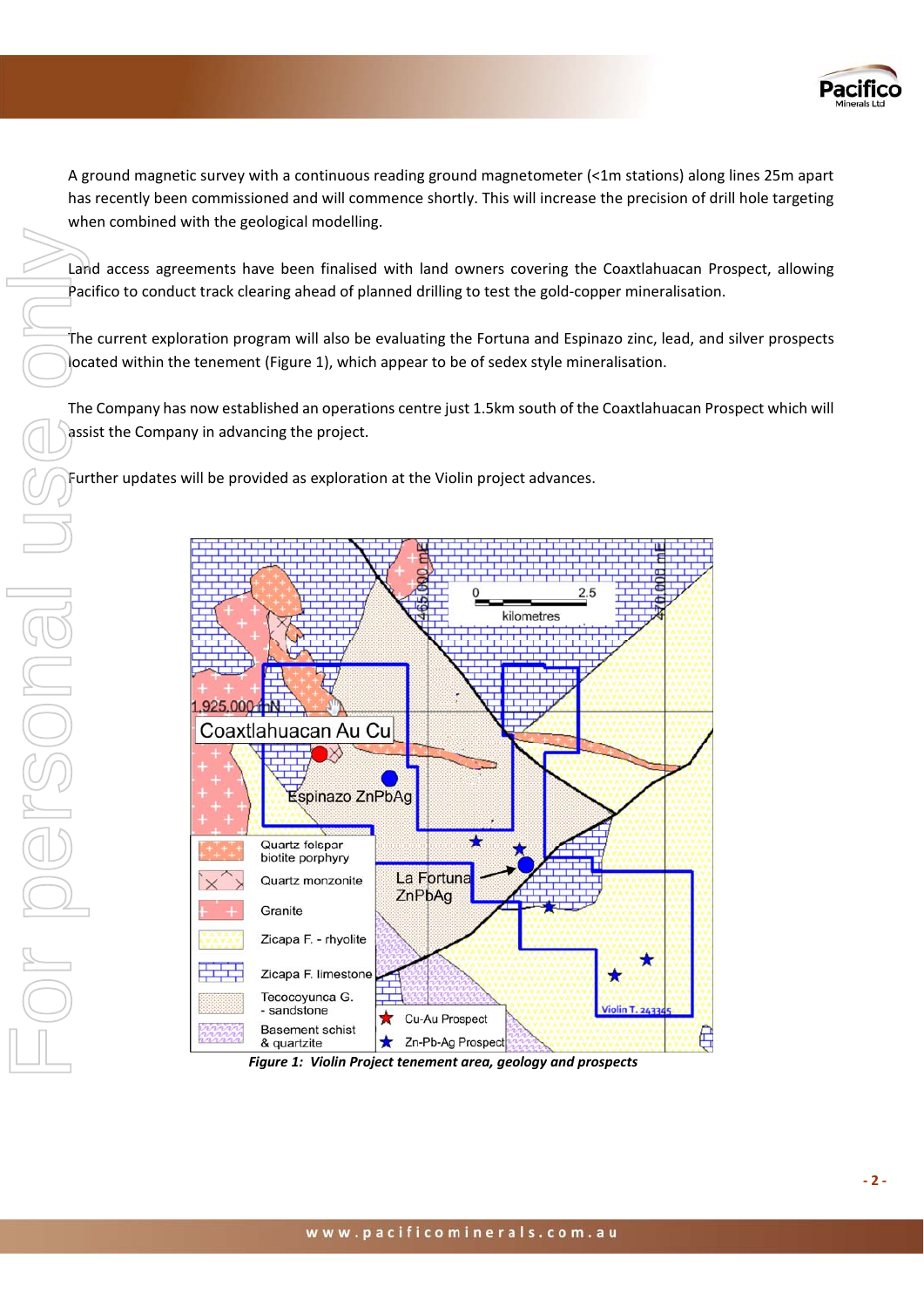A ground magnetic survey with a continuous reading ground magnetometer (<1m stations) along lines 25m apart has recently been commissioned and will commence shortly. This will increase the precision of drill hole targeting when combined with the geological modelling.

Land access agreements have been finalised with land owners covering the Coaxtlahuacan Prospect, allowing Pacifico to conduct track clearing ahead of planned drilling to test the gold-copper mineralisation.

The current exploration program will also be evaluating the Fortuna and Espinazo zinc, lead, and silver prospects located within the tenement (Figure 1), which appear to be of sedex style mineralisation.

The Company has now established an operations centre just 1.5km south of the Coaxtlahuacan Prospect which will assist the Company in advancing the project.

Further updates will be provided as exploration at the Violin project advances.

*Figure 1: Violin Project tenement area, geology and prospects*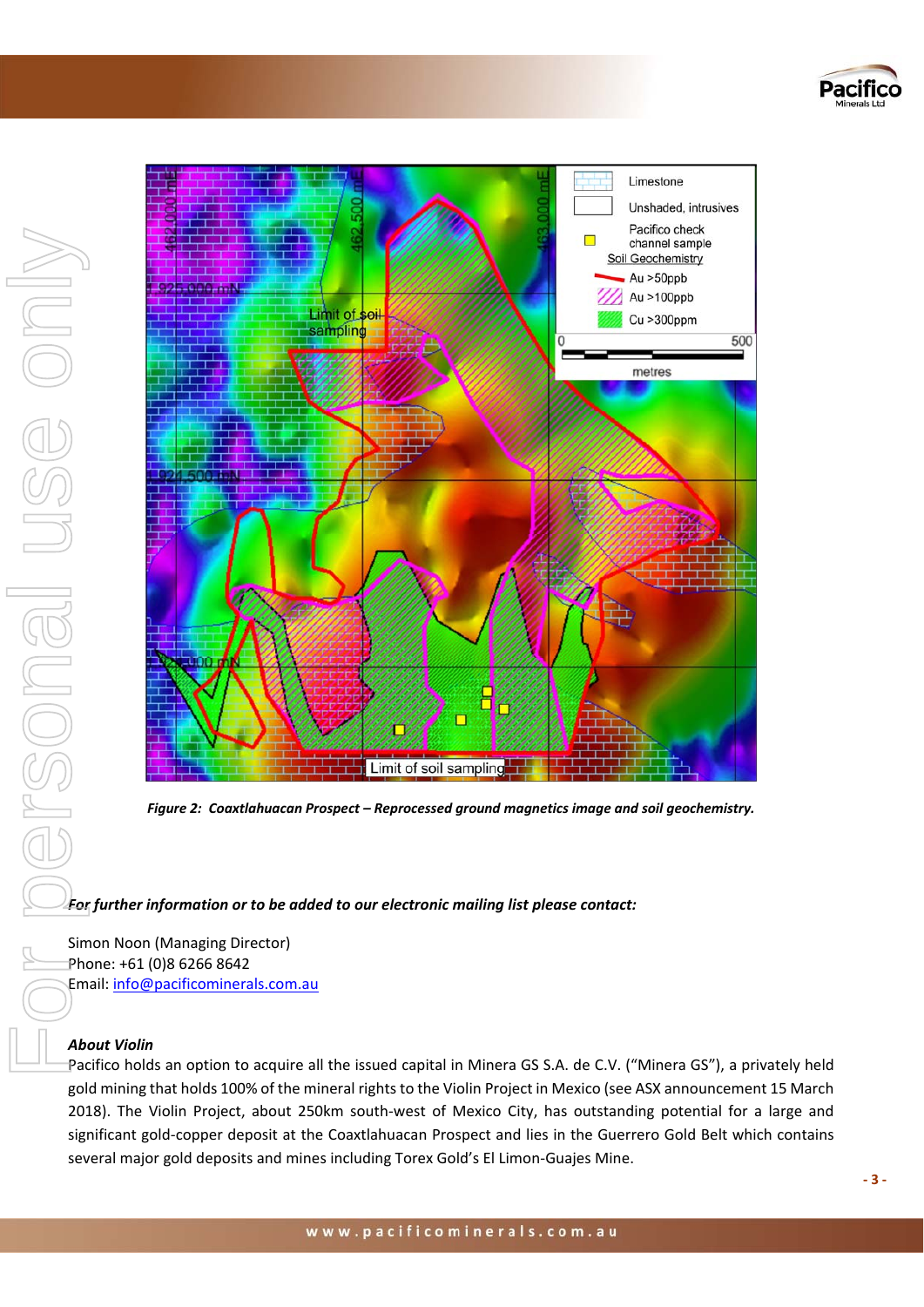*Figure 2: Coaxtlahuacan Prospect – Reprocessed ground magnetics image and soil geochemistry.*

***For further information or to be added to our electronic mailing list please contact:***

Simon Noon (Managing Director)  
Phone: +61 (0)8 6266 8642  
Email: info@pacificominerals.com.au

***About Violin***

Pacifico holds an option to acquire all the issued capital in Minera GS S.A. de C.V. ("Minera GS"), a privately held gold mining that holds 100% of the mineral rights to the Violin Project in Mexico (see ASX announcement 15 March 2018). The Violin Project, about 250km south-west of Mexico City, has outstanding potential for a large and significant gold-copper deposit at the Coaxtlahuacan Prospect and lies in the Guerrero Gold Belt which contains several major gold deposits and mines including Torex Gold's El Limon-Guajes Mine.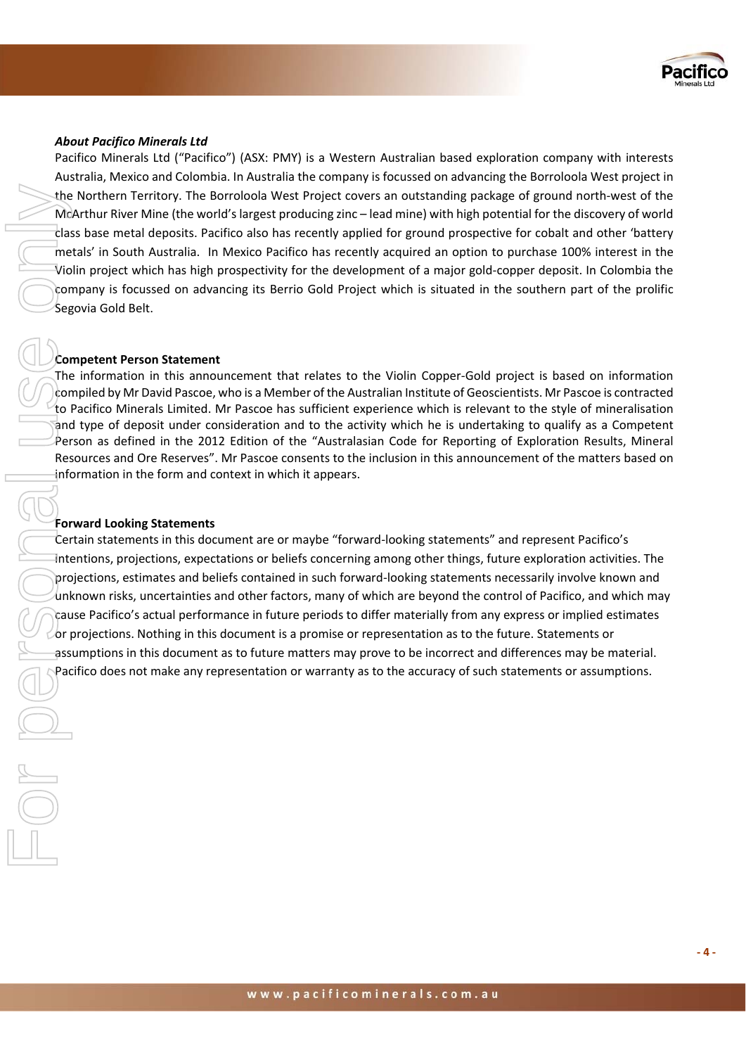***About Pacifico Minerals Ltd***

Pacifico Minerals Ltd ("Pacifico") (ASX: PMY) is a Western Australian based exploration company with interests Australia, Mexico and Colombia. In Australia the company is focussed on advancing the Borroloola West project in the Northern Territory. The Borroloola West Project covers an outstanding package of ground north-west of the McArthur River Mine (the world's largest producing zinc – lead mine) with high potential for the discovery of world class base metal deposits. Pacifico also has recently applied for ground prospective for cobalt and other 'battery metals' in South Australia. In Mexico Pacifico has recently acquired an option to purchase 100% interest in the Violin project which has high prospectivity for the development of a major gold-copper deposit. In Colombia the company is focussed on advancing its Berrio Gold Project which is situated in the southern part of the prolific Segovia Gold Belt.

**Competent Person Statement**

The information in this announcement that relates to the Violin Copper-Gold project is based on information compiled by Mr David Pascoe, who is a Member of the Australian Institute of Geoscientists. Mr Pascoe is contracted to Pacifico Minerals Limited. Mr Pascoe has sufficient experience which is relevant to the style of mineralisation and type of deposit under consideration and to the activity which he is undertaking to qualify as a Competent Person as defined in the 2012 Edition of the "Australasian Code for Reporting of Exploration Results, Mineral Resources and Ore Reserves". Mr Pascoe consents to the inclusion in this announcement of the matters based on information in the form and context in which it appears.

**Forward Looking Statements**

Certain statements in this document are or maybe "forward-looking statements" and represent Pacifico's intentions, projections, expectations or beliefs concerning among other things, future exploration activities. The projections, estimates and beliefs contained in such forward-looking statements necessarily involve known and unknown risks, uncertainties and other factors, many of which are beyond the control of Pacifico, and which may cause Pacifico's actual performance in future periods to differ materially from any express or implied estimates or projections. Nothing in this document is a promise or representation as to the future. Statements or assumptions in this document as to future matters may prove to be incorrect and differences may be material. Pacifico does not make any representation or warranty as to the accuracy of such statements or assumptions.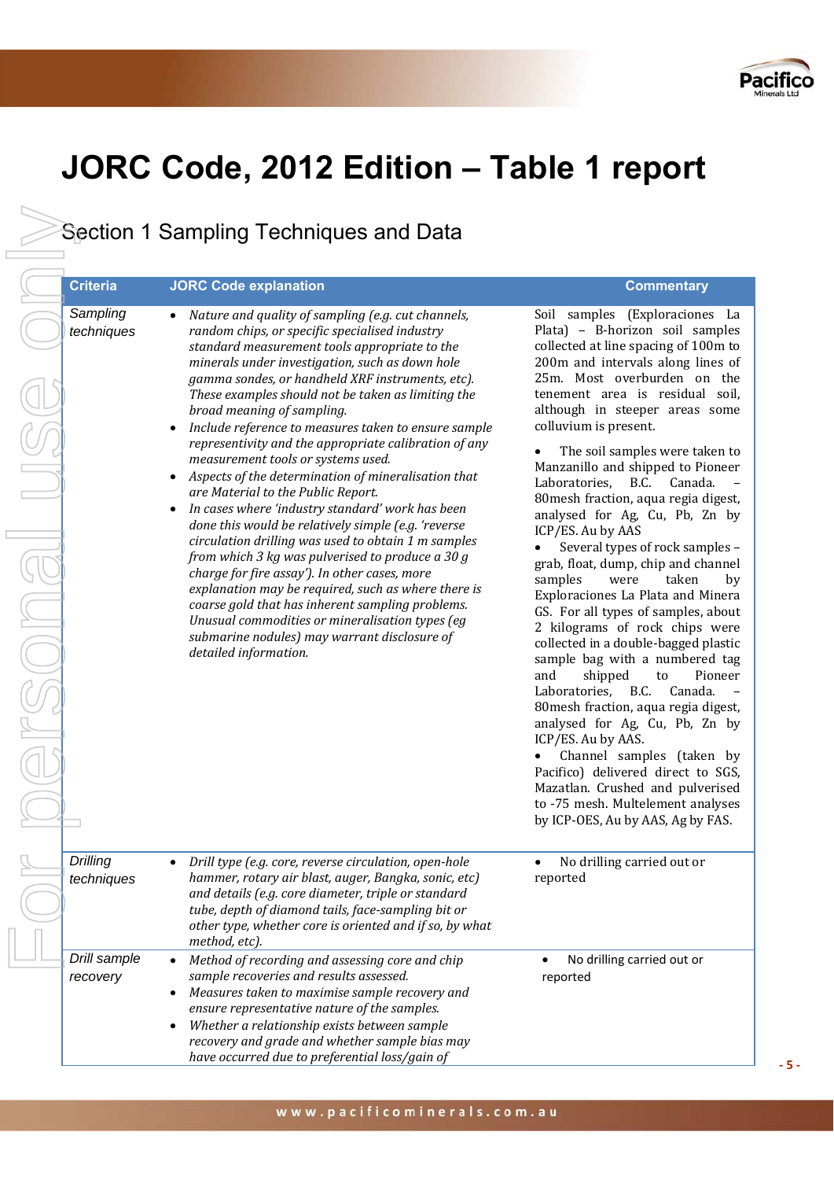# JORC Code, 2012 Edition – Table 1 report

## Section 1 Sampling Techniques and Data

| Criteria | JORC Code explanation | Commentary |
|---|---|---|
| *Sampling techniques* | • *Nature and quality of sampling (e.g. cut channels, random chips, or specific specialised industry standard measurement tools appropriate to the minerals under investigation, such as down hole gamma sondes, or handheld XRF instruments, etc). These examples should not be taken as limiting the broad meaning of sampling.*<br>• *Include reference to measures taken to ensure sample representivity and the appropriate calibration of any measurement tools or systems used.*<br>• *Aspects of the determination of mineralisation that are Material to the Public Report.*<br>• *In cases where 'industry standard' work has been done this would be relatively simple (e.g. 'reverse circulation drilling was used to obtain 1 m samples from which 3 kg was pulverised to produce a 30 g charge for fire assay'). In other cases, more explanation may be required, such as where there is coarse gold that has inherent sampling problems. Unusual commodities or mineralisation types (eg submarine nodules) may warrant disclosure of detailed information.* | Soil samples (Exploraciones La Plata) – B-horizon soil samples collected at line spacing of 100m to 200m and intervals along lines of 25m. Most overburden on the tenement area is residual soil, although in steeper areas some colluvium is present.<br>• The soil samples were taken to Manzanillo and shipped to Pioneer Laboratories, B.C. Canada. – 80mesh fraction, aqua regia digest, analysed for Ag, Cu, Pb, Zn by ICP/ES. Au by AAS<br>• Several types of rock samples – grab, float, dump, chip and channel samples were taken by Exploraciones La Plata and Minera GS. For all types of samples, about 2 kilograms of rock chips were collected in a double-bagged plastic sample bag with a numbered tag and shipped to Pioneer Laboratories, B.C. Canada. – 80mesh fraction, aqua regia digest, analysed for Ag, Cu, Pb, Zn by ICP/ES. Au by AAS.<br>• Channel samples (taken by Pacifico) delivered direct to SGS, Mazatlan. Crushed and pulverised to -75 mesh. Multelement analyses by ICP-OES, Au by AAS, Ag by FAS. |
| *Drilling techniques* | • *Drill type (e.g. core, reverse circulation, open-hole hammer, rotary air blast, auger, Bangka, sonic, etc) and details (e.g. core diameter, triple or standard tube, depth of diamond tails, face-sampling bit or other type, whether core is oriented and if so, by what method, etc).* | • No drilling carried out or reported |
| *Drill sample recovery* | • *Method of recording and assessing core and chip sample recoveries and results assessed.*<br>• *Measures taken to maximise sample recovery and ensure representative nature of the samples.*<br>• *Whether a relationship exists between sample recovery and grade and whether sample bias may have occurred due to preferential loss/gain of* | • No drilling carried out or reported |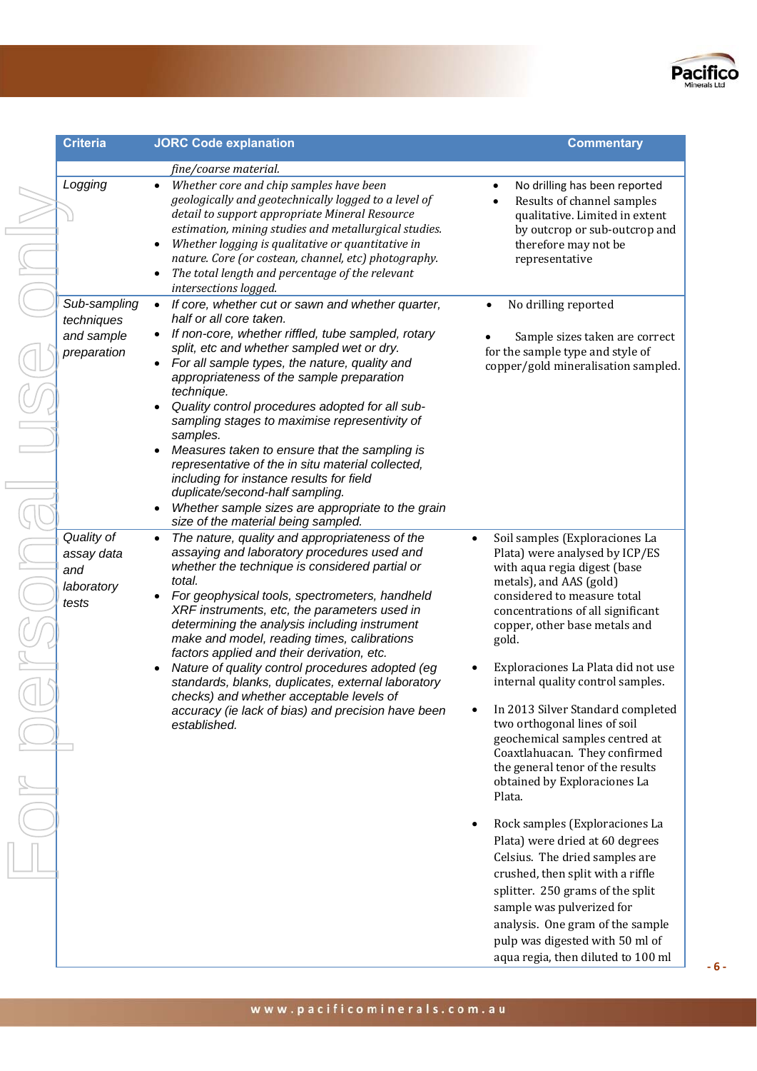| Criteria | JORC Code explanation | Commentary |
|---|---|---|
| | *fine/coarse material.* | |
| *Logging* | • *Whether core and chip samples have been geologically and geotechnically logged to a level of detail to support appropriate Mineral Resource estimation, mining studies and metallurgical studies.*<br>• *Whether logging is qualitative or quantitative in nature. Core (or costean, channel, etc) photography.*<br>• *The total length and percentage of the relevant intersections logged.* | • No drilling has been reported<br>• Results of channel samples qualitative. Limited in extent by outcrop or sub-outcrop and therefore may not be representative |
| *Sub-sampling techniques and sample preparation* | • *If core, whether cut or sawn and whether quarter, half or all core taken.*<br>• *If non-core, whether riffled, tube sampled, rotary split, etc and whether sampled wet or dry.*<br>• *For all sample types, the nature, quality and appropriateness of the sample preparation technique.*<br>• *Quality control procedures adopted for all sub-sampling stages to maximise representivity of samples.*<br>• *Measures taken to ensure that the sampling is representative of the in situ material collected, including for instance results for field duplicate/second-half sampling.*<br>• *Whether sample sizes are appropriate to the grain size of the material being sampled.* | • No drilling reported<br>• Sample sizes taken are correct for the sample type and style of copper/gold mineralisation sampled. |
| *Quality of assay data and laboratory tests* | • *The nature, quality and appropriateness of the assaying and laboratory procedures used and whether the technique is considered partial or total.*<br>• *For geophysical tools, spectrometers, handheld XRF instruments, etc, the parameters used in determining the analysis including instrument make and model, reading times, calibrations factors applied and their derivation, etc.*<br>• *Nature of quality control procedures adopted (eg standards, blanks, duplicates, external laboratory checks) and whether acceptable levels of accuracy (ie lack of bias) and precision have been established.* | • Soil samples (Exploraciones La Plata) were analysed by ICP/ES with aqua regia digest (base metals), and AAS (gold) considered to measure total concentrations of all significant copper, other base metals and gold.<br>• Exploraciones La Plata did not use internal quality control samples.<br>• In 2013 Silver Standard completed two orthogonal lines of soil geochemical samples centred at Coaxtlahuacan. They confirmed the general tenor of the results obtained by Exploraciones La Plata.<br>• Rock samples (Exploraciones La Plata) were dried at 60 degrees Celsius. The dried samples are crushed, then split with a riffle splitter. 250 grams of the split sample was pulverized for analysis. One gram of the sample pulp was digested with 50 ml of aqua regia, then diluted to 100 ml |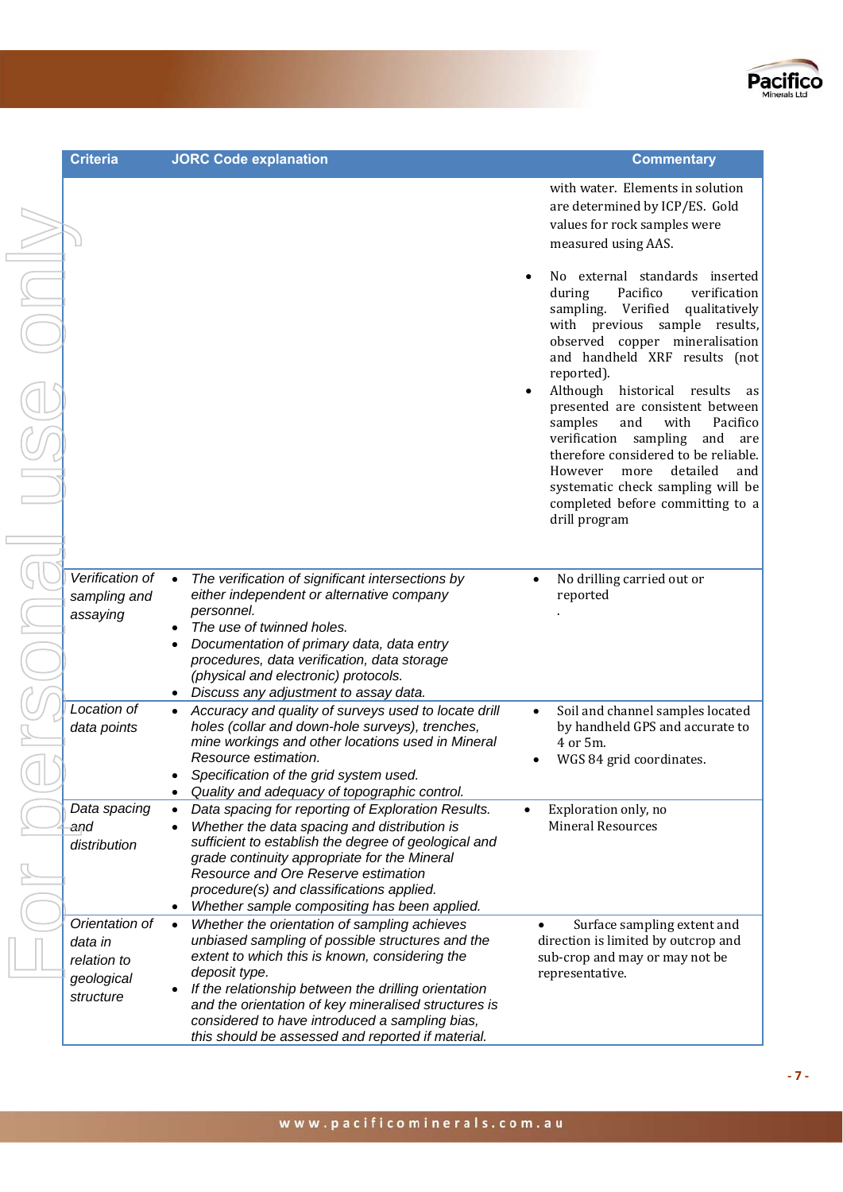| Criteria | JORC Code explanation | Commentary |
|---|---|---|
| | | with water. Elements in solution are determined by ICP/ES. Gold values for rock samples were measured using AAS.<br>• No external standards inserted during Pacifico verification sampling. Verified qualitatively with previous sample results, observed copper mineralisation and handheld XRF results (not reported).<br>• Although historical results as presented are consistent between samples and with Pacifico verification sampling and are therefore considered to be reliable. However more detailed and systematic check sampling will be completed before committing to a drill program |
| *Verification of sampling and assaying* | • *The verification of significant intersections by either independent or alternative company personnel.*<br>• *The use of twinned holes.*<br>• *Documentation of primary data, data entry procedures, data verification, data storage (physical and electronic) protocols.*<br>• *Discuss any adjustment to assay data.* | • No drilling carried out or reported<br>. |
| *Location of data points* | • *Accuracy and quality of surveys used to locate drill holes (collar and down-hole surveys), trenches, mine workings and other locations used in Mineral Resource estimation.*<br>• *Specification of the grid system used.*<br>• *Quality and adequacy of topographic control.* | • Soil and channel samples located by handheld GPS and accurate to 4 or 5m.<br>• WGS 84 grid coordinates. |
| *Data spacing and distribution* | • *Data spacing for reporting of Exploration Results.*<br>• *Whether the data spacing and distribution is sufficient to establish the degree of geological and grade continuity appropriate for the Mineral Resource and Ore Reserve estimation procedure(s) and classifications applied.*<br>• *Whether sample compositing has been applied.* | • Exploration only, no Mineral Resources |
| *Orientation of data in relation to geological structure* | • *Whether the orientation of sampling achieves unbiased sampling of possible structures and the extent to which this is known, considering the deposit type.*<br>• *If the relationship between the drilling orientation and the orientation of key mineralised structures is considered to have introduced a sampling bias, this should be assessed and reported if material.* | • Surface sampling extent and direction is limited by outcrop and sub-crop and may or may not be representative. |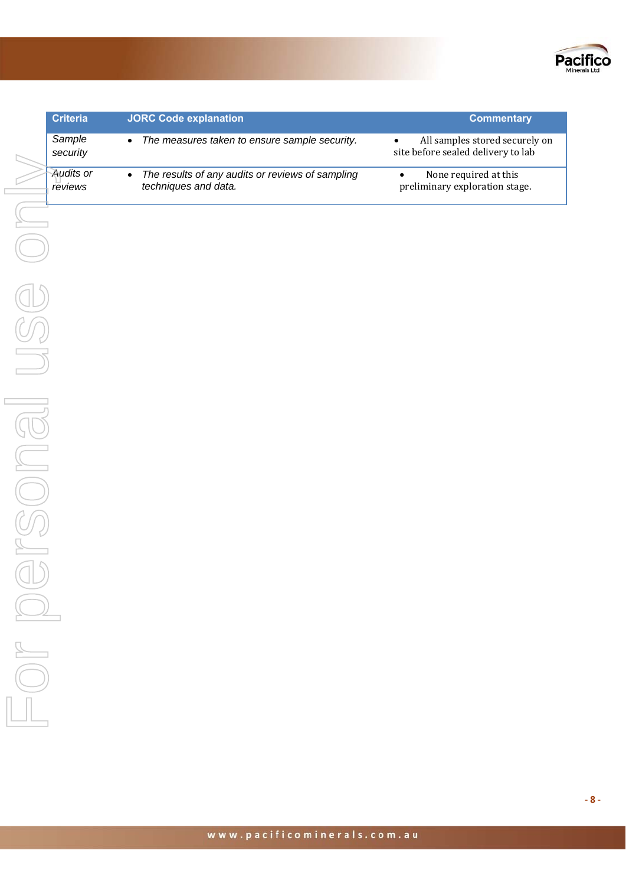| Criteria | JORC Code explanation | Commentary |
|---|---|---|
| *Sample security* | • *The measures taken to ensure sample security.* | • All samples stored securely on site before sealed delivery to lab |
| *Audits or reviews* | • *The results of any audits or reviews of sampling techniques and data.* | • None required at this preliminary exploration stage. |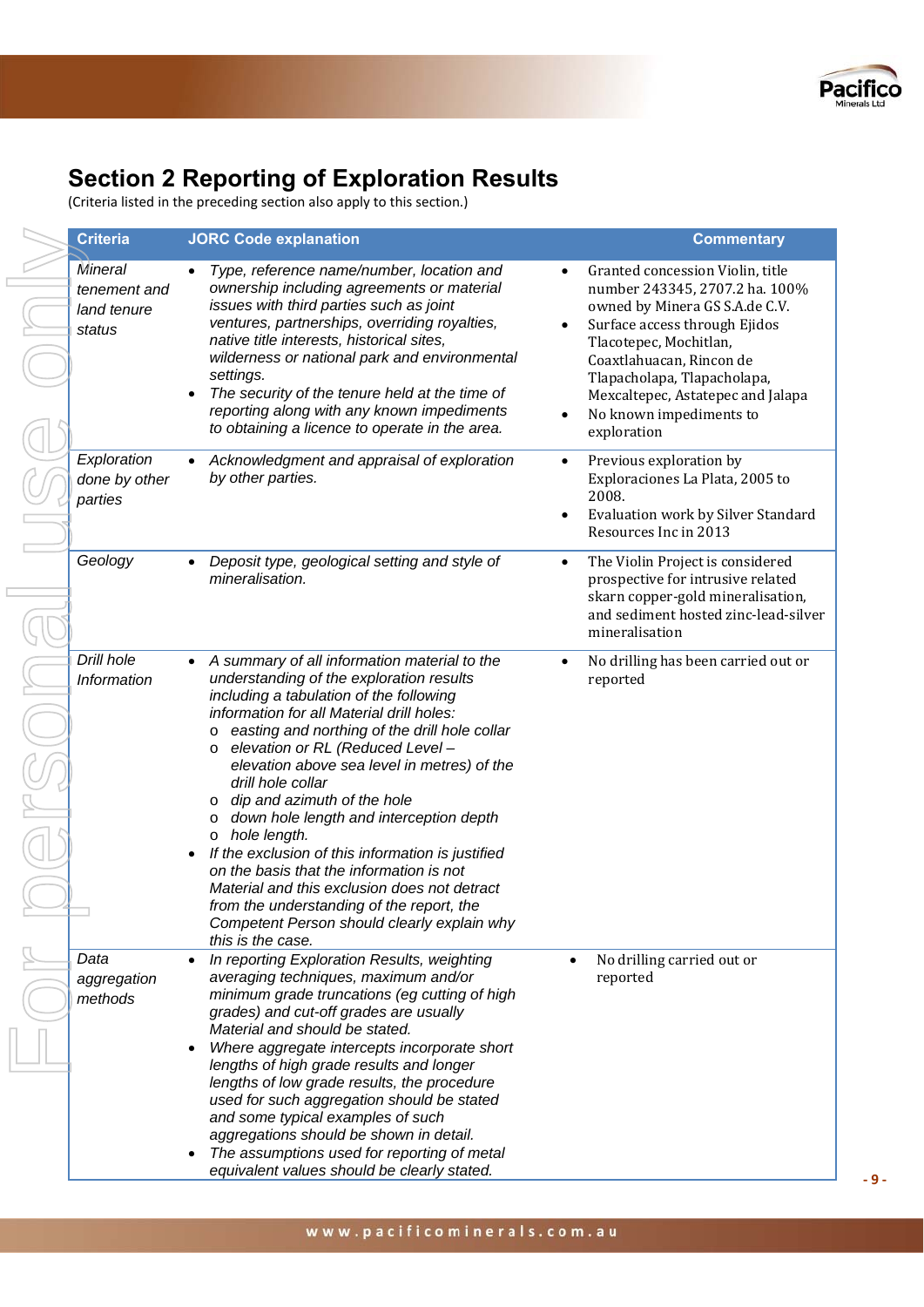## Section 2 Reporting of Exploration Results

(Criteria listed in the preceding section also apply to this section.)

| Criteria | JORC Code explanation | Commentary |
|---|---|---|
| *Mineral tenement and land tenure status* | • *Type, reference name/number, location and ownership including agreements or material issues with third parties such as joint ventures, partnerships, overriding royalties, native title interests, historical sites, wilderness or national park and environmental settings.*<br>• *The security of the tenure held at the time of reporting along with any known impediments to obtaining a licence to operate in the area.* | • Granted concession Violin, title number 243345, 2707.2 ha. 100% owned by Minera GS S.A.de C.V.<br>• Surface access through Ejidos Tlacotepec, Mochitlan, Coaxtlahuacan, Rincon de Tlapacholapa, Tlapacholapa, Mexcaltepec, Astatepec and Jalapa<br>• No known impediments to exploration |
| *Exploration done by other parties* | • *Acknowledgment and appraisal of exploration by other parties.* | • Previous exploration by Exploraciones La Plata, 2005 to 2008.<br>• Evaluation work by Silver Standard Resources Inc in 2013 |
| *Geology* | • *Deposit type, geological setting and style of mineralisation.* | • The Violin Project is considered prospective for intrusive related skarn copper-gold mineralisation, and sediment hosted zinc-lead-silver mineralisation |
| *Drill hole Information* | • *A summary of all information material to the understanding of the exploration results including a tabulation of the following information for all Material drill holes:*<br>o *easting and northing of the drill hole collar*<br>o *elevation or RL (Reduced Level – elevation above sea level in metres) of the drill hole collar*<br>o *dip and azimuth of the hole*<br>o *down hole length and interception depth*<br>o *hole length.*<br>• *If the exclusion of this information is justified on the basis that the information is not Material and this exclusion does not detract from the understanding of the report, the Competent Person should clearly explain why this is the case.* | • No drilling has been carried out or reported |
| *Data aggregation methods* | • *In reporting Exploration Results, weighting averaging techniques, maximum and/or minimum grade truncations (eg cutting of high grades) and cut-off grades are usually Material and should be stated.*<br>• *Where aggregate intercepts incorporate short lengths of high grade results and longer lengths of low grade results, the procedure used for such aggregation should be stated and some typical examples of such aggregations should be shown in detail.*<br>• *The assumptions used for reporting of metal equivalent values should be clearly stated.* | • No drilling carried out or reported |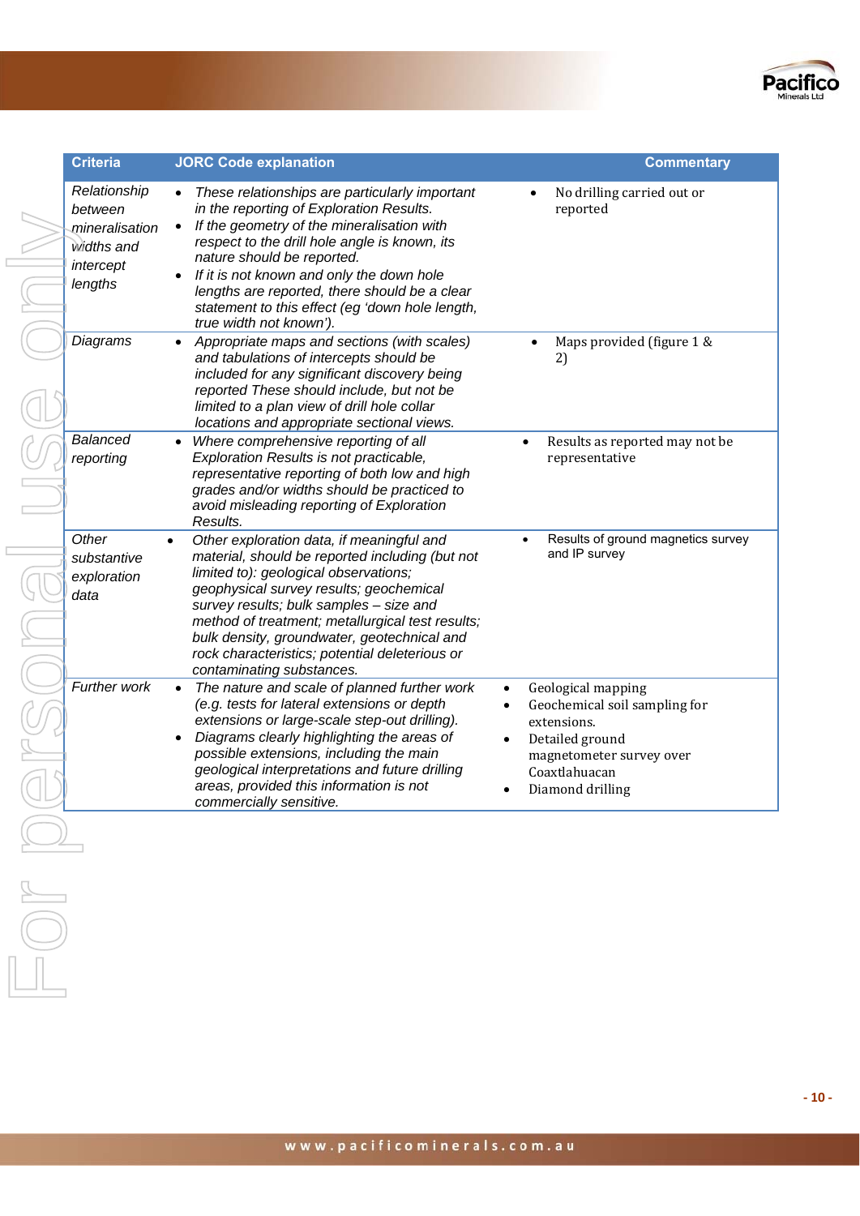| Criteria | JORC Code explanation | Commentary |
|---|---|---|
| *Relationship between mineralisation widths and intercept lengths* | • *These relationships are particularly important in the reporting of Exploration Results.* <br> • *If the geometry of the mineralisation with respect to the drill hole angle is known, its nature should be reported.* <br> • *If it is not known and only the down hole lengths are reported, there should be a clear statement to this effect (eg 'down hole length, true width not known').* | • No drilling carried out or reported |
| *Diagrams* | • *Appropriate maps and sections (with scales) and tabulations of intercepts should be included for any significant discovery being reported These should include, but not be limited to a plan view of drill hole collar locations and appropriate sectional views.* | • Maps provided (figure 1 & 2) |
| *Balanced reporting* | • *Where comprehensive reporting of all Exploration Results is not practicable, representative reporting of both low and high grades and/or widths should be practiced to avoid misleading reporting of Exploration Results.* | • Results as reported may not be representative |
| *Other substantive exploration data* | • *Other exploration data, if meaningful and material, should be reported including (but not limited to): geological observations; geophysical survey results; geochemical survey results; bulk samples – size and method of treatment; metallurgical test results; bulk density, groundwater, geotechnical and rock characteristics; potential deleterious or contaminating substances.* | • Results of ground magnetics survey and IP survey |
| *Further work* | • *The nature and scale of planned further work (e.g. tests for lateral extensions or depth extensions or large-scale step-out drilling).* <br> • *Diagrams clearly highlighting the areas of possible extensions, including the main geological interpretations and future drilling areas, provided this information is not commercially sensitive.* | • Geological mapping <br> • Geochemical soil sampling for extensions. <br> • Detailed ground magnetometer survey over Coaxtlahuacan <br> • Diamond drilling |